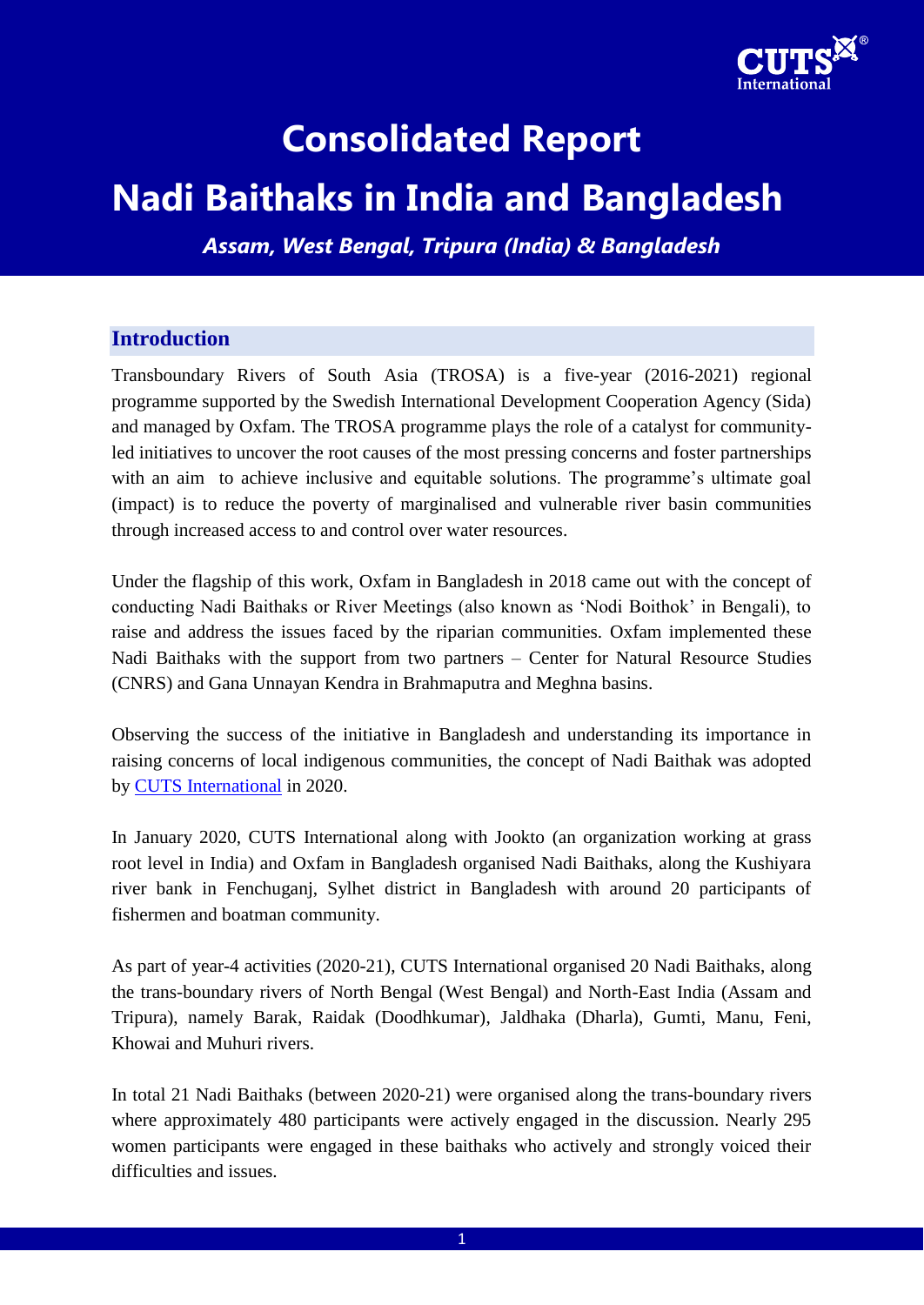# Consolidated Report

# Nadi Baithaks in India and Bangladesh

***Assam, West Bengal, Tripura (India) & Bangladesh***

## Introduction

Transboundary Rivers of South Asia (TROSA) is a five-year (2016-2021) regional programme supported by the Swedish International Development Cooperation Agency (Sida) and managed by Oxfam. The TROSA programme plays the role of a catalyst for community-led initiatives to uncover the root causes of the most pressing concerns and foster partnerships with an aim to achieve inclusive and equitable solutions. The programme's ultimate goal (impact) is to reduce the poverty of marginalised and vulnerable river basin communities through increased access to and control over water resources.

Under the flagship of this work, Oxfam in Bangladesh in 2018 came out with the concept of conducting Nadi Baithaks or River Meetings (also known as 'Nodi Boithok' in Bengali), to raise and address the issues faced by the riparian communities. Oxfam implemented these Nadi Baithaks with the support from two partners – Center for Natural Resource Studies (CNRS) and Gana Unnayan Kendra in Brahmaputra and Meghna basins.

Observing the success of the initiative in Bangladesh and understanding its importance in raising concerns of local indigenous communities, the concept of Nadi Baithak was adopted by CUTS International in 2020.

In January 2020, CUTS International along with Jookto (an organization working at grass root level in India) and Oxfam in Bangladesh organised Nadi Baithaks, along the Kushiyara river bank in Fenchuganj, Sylhet district in Bangladesh with around 20 participants of fishermen and boatman community.

As part of year-4 activities (2020-21), CUTS International organised 20 Nadi Baithaks, along the trans-boundary rivers of North Bengal (West Bengal) and North-East India (Assam and Tripura), namely Barak, Raidak (Doodhkumar), Jaldhaka (Dharla), Gumti, Manu, Feni, Khowai and Muhuri rivers.

In total 21 Nadi Baithaks (between 2020-21) were organised along the trans-boundary rivers where approximately 480 participants were actively engaged in the discussion. Nearly 295 women participants were engaged in these baithaks who actively and strongly voiced their difficulties and issues.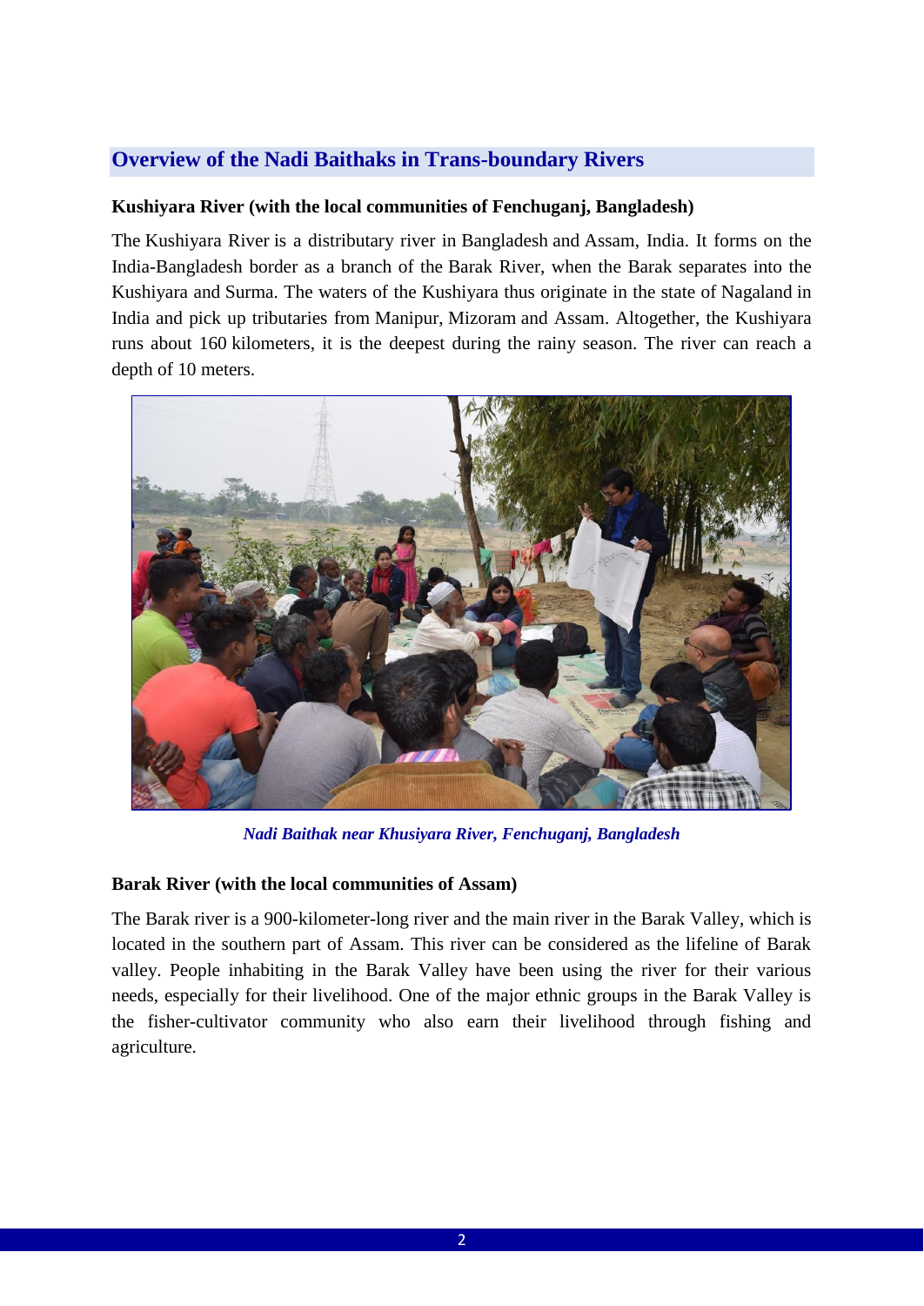## Overview of the Nadi Baithaks in Trans-boundary Rivers

### Kushiyara River (with the local communities of Fenchuganj, Bangladesh)

The Kushiyara River is a distributary river in Bangladesh and Assam, India. It forms on the India-Bangladesh border as a branch of the Barak River, when the Barak separates into the Kushiyara and Surma. The waters of the Kushiyara thus originate in the state of Nagaland in India and pick up tributaries from Manipur, Mizoram and Assam. Altogether, the Kushiyara runs about 160 kilometers, it is the deepest during the rainy season. The river can reach a depth of 10 meters.

*Nadi Baithak near Khusiyara River, Fenchuganj, Bangladesh*

### Barak River (with the local communities of Assam)

The Barak river is a 900-kilometer-long river and the main river in the Barak Valley, which is located in the southern part of Assam. This river can be considered as the lifeline of Barak valley. People inhabiting in the Barak Valley have been using the river for their various needs, especially for their livelihood. One of the major ethnic groups in the Barak Valley is the fisher-cultivator community who also earn their livelihood through fishing and agriculture.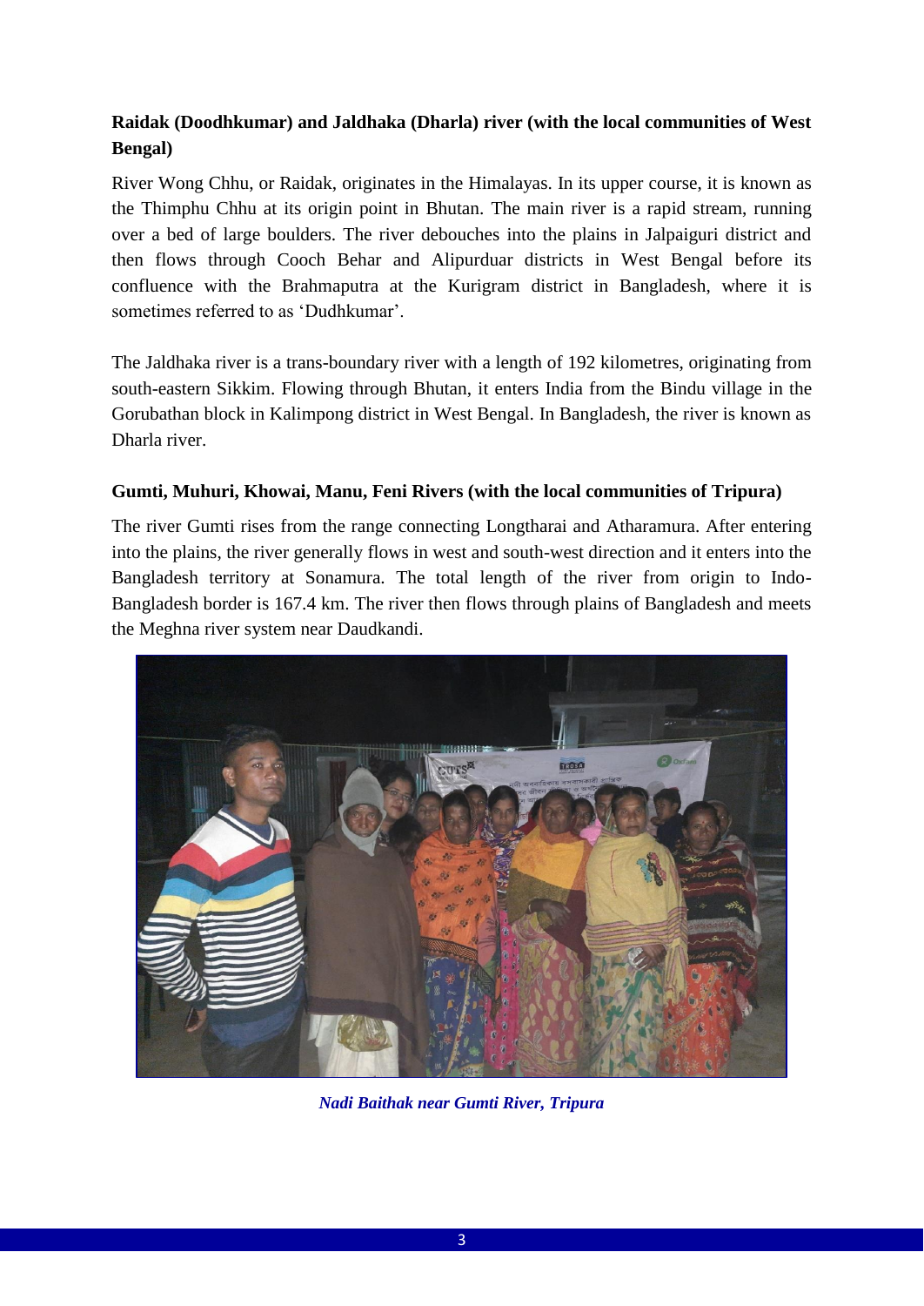**Raidak (Doodhkumar) and Jaldhaka (Dharla) river (with the local communities of West Bengal)**

River Wong Chhu, or Raidak, originates in the Himalayas. In its upper course, it is known as the Thimphu Chhu at its origin point in Bhutan. The main river is a rapid stream, running over a bed of large boulders. The river debouches into the plains in Jalpaiguri district and then flows through Cooch Behar and Alipurduar districts in West Bengal before its confluence with the Brahmaputra at the Kurigram district in Bangladesh, where it is sometimes referred to as 'Dudhkumar'.

The Jaldhaka river is a trans-boundary river with a length of 192 kilometres, originating from south-eastern Sikkim. Flowing through Bhutan, it enters India from the Bindu village in the Gorubathan block in Kalimpong district in West Bengal. In Bangladesh, the river is known as Dharla river.

**Gumti, Muhuri, Khowai, Manu, Feni Rivers (with the local communities of Tripura)**

The river Gumti rises from the range connecting Longtharai and Atharamura. After entering into the plains, the river generally flows in west and south-west direction and it enters into the Bangladesh territory at Sonamura. The total length of the river from origin to Indo-Bangladesh border is 167.4 km. The river then flows through plains of Bangladesh and meets the Meghna river system near Daudkandi.

*Nadi Baithak near Gumti River, Tripura*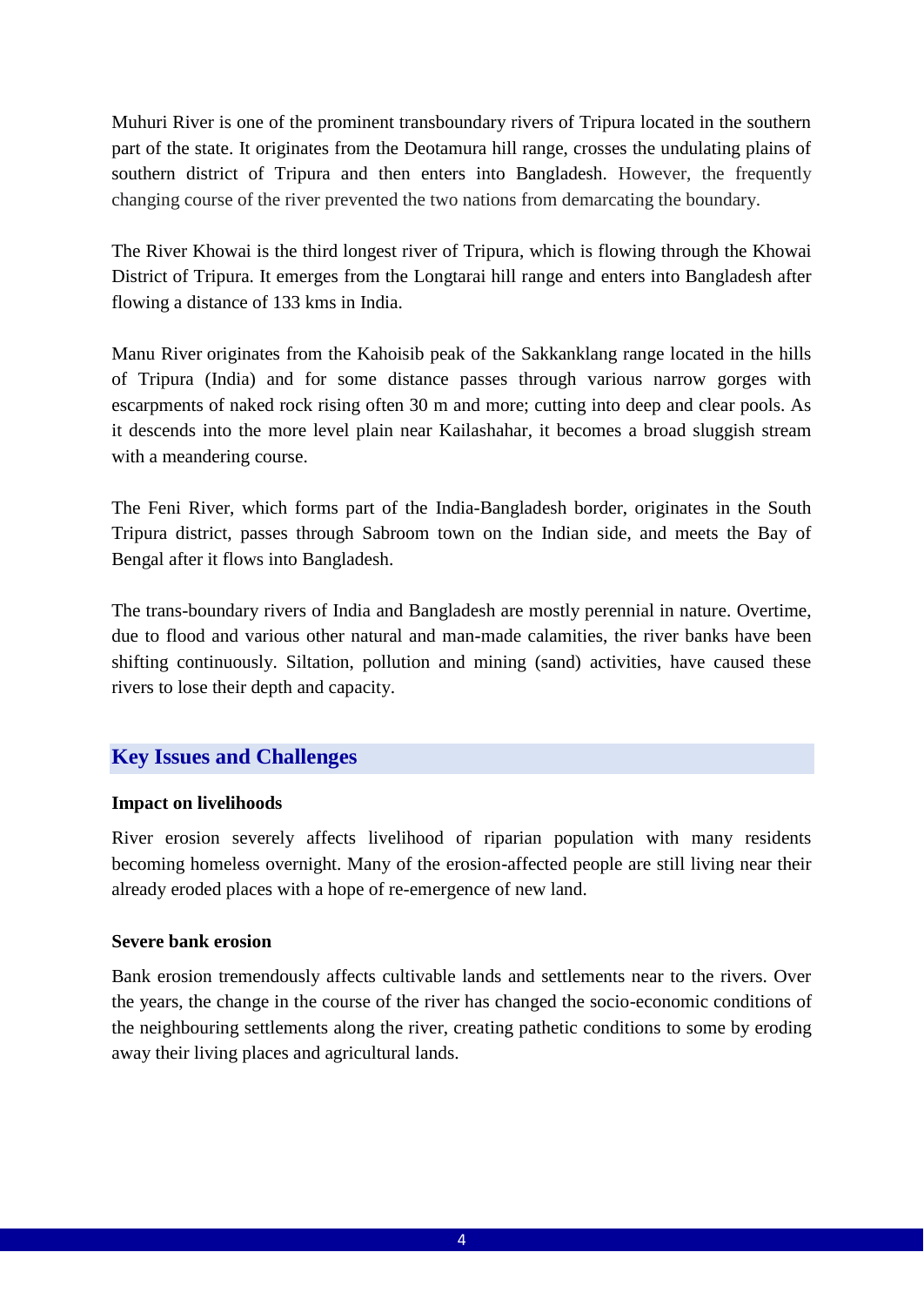Muhuri River is one of the prominent transboundary rivers of Tripura located in the southern part of the state. It originates from the Deotamura hill range, crosses the undulating plains of southern district of Tripura and then enters into Bangladesh. However, the frequently changing course of the river prevented the two nations from demarcating the boundary.

The River Khowai is the third longest river of Tripura, which is flowing through the Khowai District of Tripura. It emerges from the Longtarai hill range and enters into Bangladesh after flowing a distance of 133 kms in India.

Manu River originates from the Kahoisib peak of the Sakkanklang range located in the hills of Tripura (India) and for some distance passes through various narrow gorges with escarpments of naked rock rising often 30 m and more; cutting into deep and clear pools. As it descends into the more level plain near Kailashahar, it becomes a broad sluggish stream with a meandering course.

The Feni River, which forms part of the India-Bangladesh border, originates in the South Tripura district, passes through Sabroom town on the Indian side, and meets the Bay of Bengal after it flows into Bangladesh.

The trans-boundary rivers of India and Bangladesh are mostly perennial in nature. Overtime, due to flood and various other natural and man-made calamities, the river banks have been shifting continuously. Siltation, pollution and mining (sand) activities, have caused these rivers to lose their depth and capacity.

## Key Issues and Challenges

**Impact on livelihoods**

River erosion severely affects livelihood of riparian population with many residents becoming homeless overnight. Many of the erosion-affected people are still living near their already eroded places with a hope of re-emergence of new land.

**Severe bank erosion**

Bank erosion tremendously affects cultivable lands and settlements near to the rivers. Over the years, the change in the course of the river has changed the socio-economic conditions of the neighbouring settlements along the river, creating pathetic conditions to some by eroding away their living places and agricultural lands.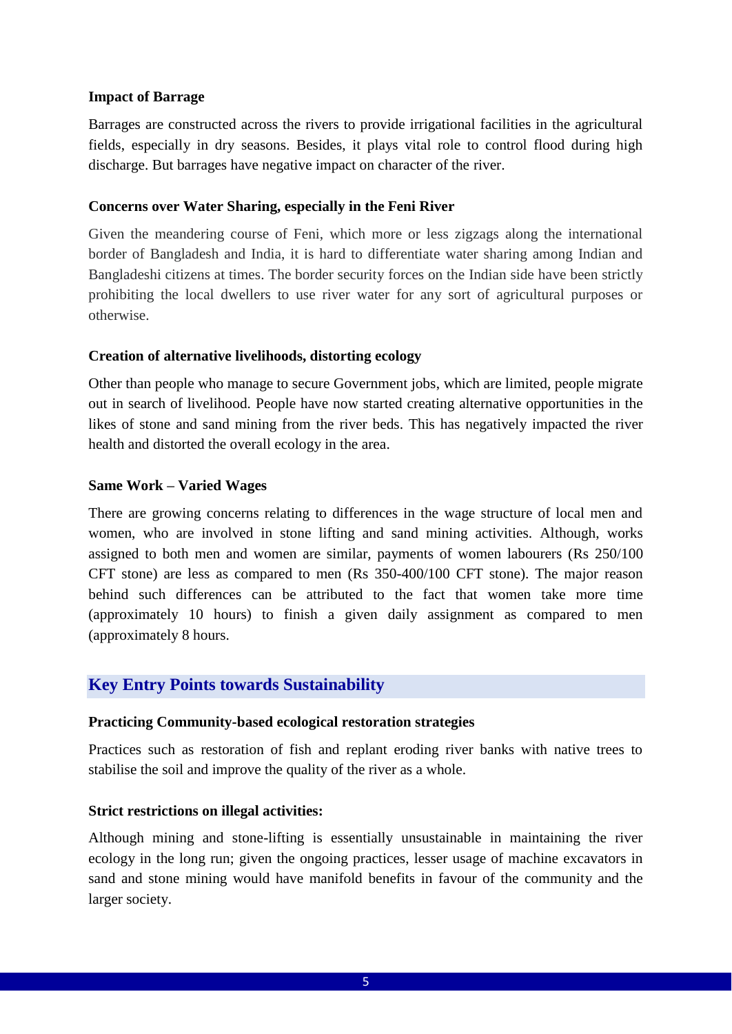**Impact of Barrage**

Barrages are constructed across the rivers to provide irrigational facilities in the agricultural fields, especially in dry seasons. Besides, it plays vital role to control flood during high discharge. But barrages have negative impact on character of the river.

**Concerns over Water Sharing, especially in the Feni River**

Given the meandering course of Feni, which more or less zigzags along the international border of Bangladesh and India, it is hard to differentiate water sharing among Indian and Bangladeshi citizens at times. The border security forces on the Indian side have been strictly prohibiting the local dwellers to use river water for any sort of agricultural purposes or otherwise.

**Creation of alternative livelihoods, distorting ecology**

Other than people who manage to secure Government jobs, which are limited, people migrate out in search of livelihood. People have now started creating alternative opportunities in the likes of stone and sand mining from the river beds. This has negatively impacted the river health and distorted the overall ecology in the area.

**Same Work – Varied Wages**

There are growing concerns relating to differences in the wage structure of local men and women, who are involved in stone lifting and sand mining activities. Although, works assigned to both men and women are similar, payments of women labourers (Rs 250/100 CFT stone) are less as compared to men (Rs 350-400/100 CFT stone). The major reason behind such differences can be attributed to the fact that women take more time (approximately 10 hours) to finish a given daily assignment as compared to men (approximately 8 hours.

## Key Entry Points towards Sustainability

**Practicing Community-based ecological restoration strategies**

Practices such as restoration of fish and replant eroding river banks with native trees to stabilise the soil and improve the quality of the river as a whole.

**Strict restrictions on illegal activities:**

Although mining and stone-lifting is essentially unsustainable in maintaining the river ecology in the long run; given the ongoing practices, lesser usage of machine excavators in sand and stone mining would have manifold benefits in favour of the community and the larger society.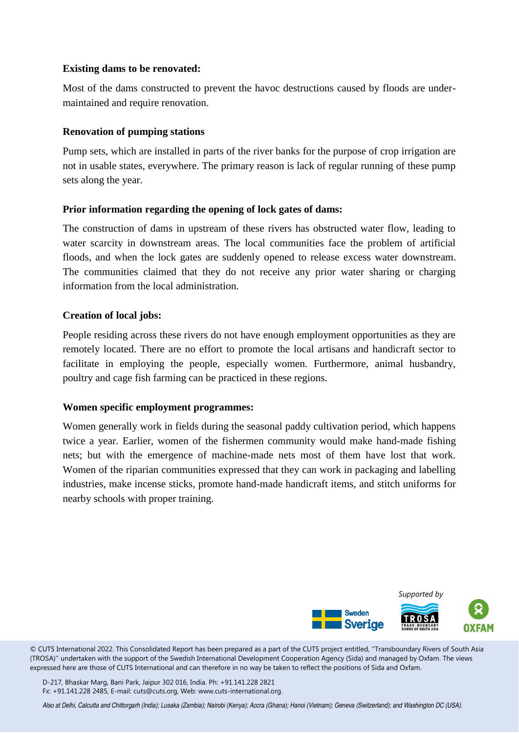**Existing dams to be renovated:**

Most of the dams constructed to prevent the havoc destructions caused by floods are under-maintained and require renovation.

**Renovation of pumping stations**

Pump sets, which are installed in parts of the river banks for the purpose of crop irrigation are not in usable states, everywhere. The primary reason is lack of regular running of these pump sets along the year.

**Prior information regarding the opening of lock gates of dams:**

The construction of dams in upstream of these rivers has obstructed water flow, leading to water scarcity in downstream areas. The local communities face the problem of artificial floods, and when the lock gates are suddenly opened to release excess water downstream. The communities claimed that they do not receive any prior water sharing or charging information from the local administration.

**Creation of local jobs:**

People residing across these rivers do not have enough employment opportunities as they are remotely located. There are no effort to promote the local artisans and handicraft sector to facilitate in employing the people, especially women. Furthermore, animal husbandry, poultry and cage fish farming can be practiced in these regions.

**Women specific employment programmes:**

Women generally work in fields during the seasonal paddy cultivation period, which happens twice a year. Earlier, women of the fishermen community would make hand-made fishing nets; but with the emergence of machine-made nets most of them have lost that work. Women of the riparian communities expressed that they can work in packaging and labelling industries, make incense sticks, promote hand-made handicraft items, and stitch uniforms for nearby schools with proper training.

*Supported by*

Sweden Sverige

TROSA TRANS-BOUNDARY RIVERS OF SOUTH ASIA

OXFAM

© CUTS International 2022. This Consolidated Report has been prepared as a part of the CUTS project entitled, ''Transboundary Rivers of South Asia (TROSA)'' undertaken with the support of the Swedish International Development Cooperation Agency (Sida) and managed by Oxfam. The views expressed here are those of CUTS International and can therefore in no way be taken to reflect the positions of Sida and Oxfam.

D-217, Bhaskar Marg, Bani Park, Jaipur 302 016, India. Ph: +91.141.228 2821
Fx: +91.141.228 2485, E-mail: cuts@cuts.org, Web: www.cuts-international.org.

*Also at Delhi, Calcutta and Chittorgarh (India); Lusaka (Zambia); Nairobi (Kenya); Accra (Ghana); Hanoi (Vietnam); Geneva (Switzerland); and Washington DC (USA).*